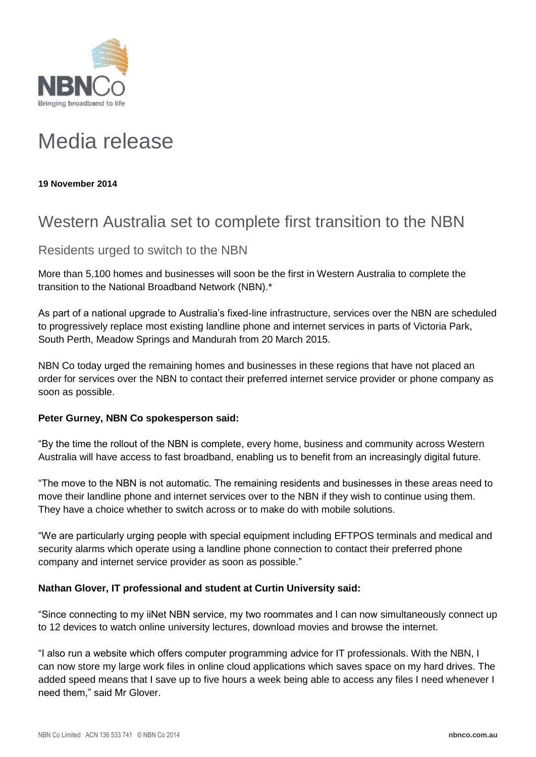# Media release

**19 November 2014**

## Western Australia set to complete first transition to the NBN

### Residents urged to switch to the NBN

More than 5,100 homes and businesses will soon be the first in Western Australia to complete the transition to the National Broadband Network (NBN).*

As part of a national upgrade to Australia's fixed-line infrastructure, services over the NBN are scheduled to progressively replace most existing landline phone and internet services in parts of Victoria Park, South Perth, Meadow Springs and Mandurah from 20 March 2015.

NBN Co today urged the remaining homes and businesses in these regions that have not placed an order for services over the NBN to contact their preferred internet service provider or phone company as soon as possible.

**Peter Gurney, NBN Co spokesperson said:**

"By the time the rollout of the NBN is complete, every home, business and community across Western Australia will have access to fast broadband, enabling us to benefit from an increasingly digital future.

"The move to the NBN is not automatic. The remaining residents and businesses in these areas need to move their landline phone and internet services over to the NBN if they wish to continue using them. They have a choice whether to switch across or to make do with mobile solutions.

"We are particularly urging people with special equipment including EFTPOS terminals and medical and security alarms which operate using a landline phone connection to contact their preferred phone company and internet service provider as soon as possible."

**Nathan Glover, IT professional and student at Curtin University said:**

"Since connecting to my iiNet NBN service, my two roommates and I can now simultaneously connect up to 12 devices to watch online university lectures, download movies and browse the internet.

"I also run a website which offers computer programming advice for IT professionals. With the NBN, I can now store my large work files in online cloud applications which saves space on my hard drives. The added speed means that I save up to five hours a week being able to access any files I need whenever I need them," said Mr Glover.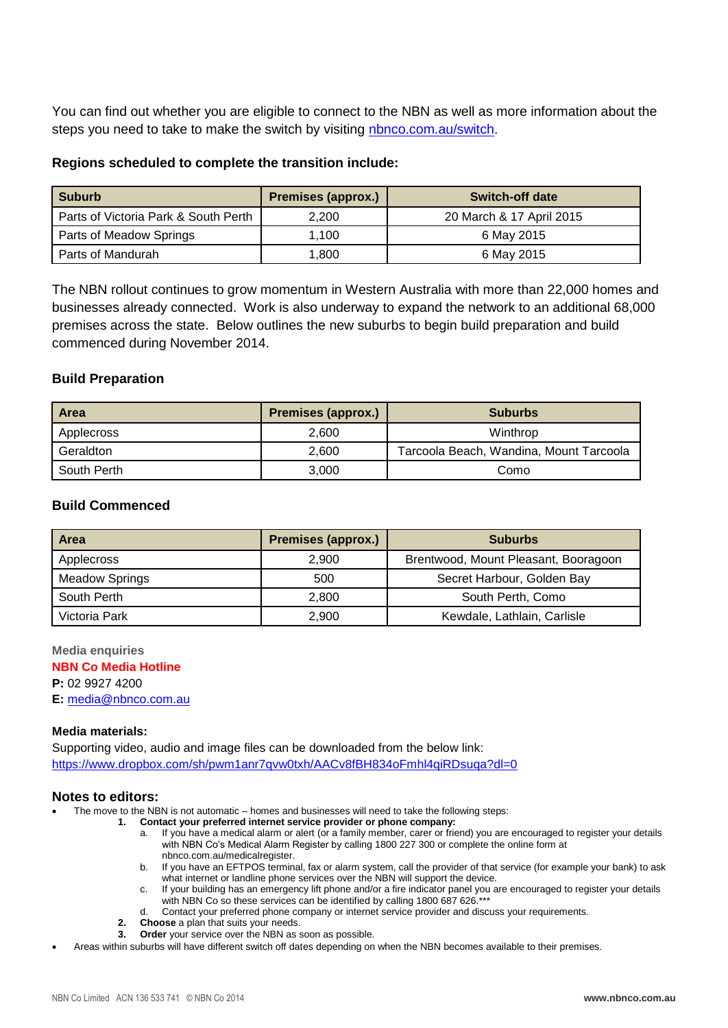You can find out whether you are eligible to connect to the NBN as well as more information about the steps you need to take to make the switch by visiting [nbnco.com.au/switch](nbnco.com.au/switch).

**Regions scheduled to complete the transition include:**

| Suburb | Premises (approx.) | Switch-off date |
|---|---|---|
| Parts of Victoria Park & South Perth | 2,200 | 20 March & 17 April 2015 |
| Parts of Meadow Springs | 1,100 | 6 May 2015 |
| Parts of Mandurah | 1,800 | 6 May 2015 |

The NBN rollout continues to grow momentum in Western Australia with more than 22,000 homes and businesses already connected. Work is also underway to expand the network to an additional 68,000 premises across the state. Below outlines the new suburbs to begin build preparation and build commenced during November 2014.

### Build Preparation

| Area | Premises (approx.) | Suburbs |
|---|---|---|
| Applecross | 2,600 | Winthrop |
| Geraldton | 2,600 | Tarcoola Beach, Wandina, Mount Tarcoola |
| South Perth | 3,000 | Como |

### Build Commenced

| Area | Premises (approx.) | Suburbs |
|---|---|---|
| Applecross | 2,900 | Brentwood, Mount Pleasant, Booragoon |
| Meadow Springs | 500 | Secret Harbour, Golden Bay |
| South Perth | 2,800 | South Perth, Como |
| Victoria Park | 2,900 | Kewdale, Lathlain, Carlisle |

**Media enquiries**
**NBN Co Media Hotline**
**P:** 02 9927 4200
**E:** [media@nbnco.com.au](mailto:media@nbnco.com.au)

**Media materials:**
Supporting video, audio and image files can be downloaded from the below link:
https://www.dropbox.com/sh/pwm1anr7qvw0txh/AACv8fBH834oFmhl4qiRDsuqa?dl=0

### Notes to editors:

- The move to the NBN is not automatic – homes and businesses will need to take the following steps:
  1. **Contact your preferred internet service provider or phone company:**
     a. If you have a medical alarm or alert (or a family member, carer or friend) you are encouraged to register your details with NBN Co's Medical Alarm Register by calling 1800 227 300 or complete the online form at nbnco.com.au/medicalregister.
     b. If you have an EFTPOS terminal, fax or alarm system, call the provider of that service (for example your bank) to ask what internet or landline phone services over the NBN will support the device.
     c. If your building has an emergency lift phone and/or a fire indicator panel you are encouraged to register your details with NBN Co so these services can be identified by calling 1800 687 626.***
     d. Contact your preferred phone company or internet service provider and discuss your requirements.
  2. **Choose** a plan that suits your needs.
  3. **Order** your service over the NBN as soon as possible.
- Areas within suburbs will have different switch off dates depending on when the NBN becomes available to their premises.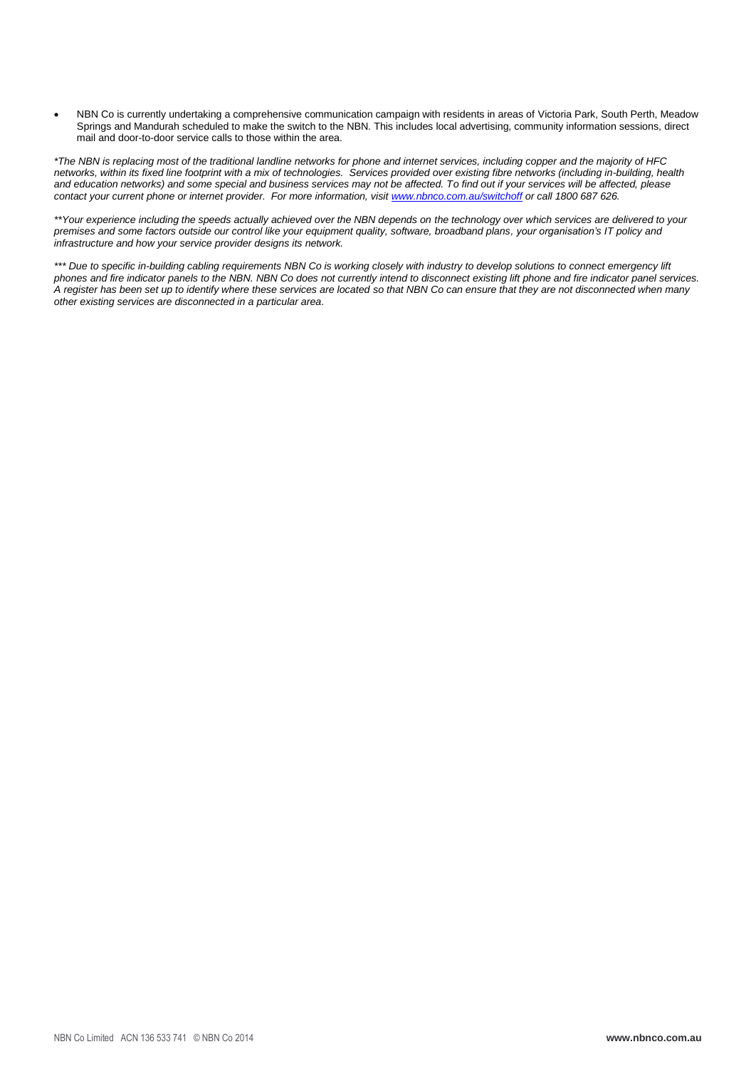- NBN Co is currently undertaking a comprehensive communication campaign with residents in areas of Victoria Park, South Perth, Meadow Springs and Mandurah scheduled to make the switch to the NBN. This includes local advertising, community information sessions, direct mail and door-to-door service calls to those within the area.

*\*The NBN is replacing most of the traditional landline networks for phone and internet services, including copper and the majority of HFC networks, within its fixed line footprint with a mix of technologies. Services provided over existing fibre networks (including in-building, health and education networks) and some special and business services may not be affected. To find out if your services will be affected, please contact your current phone or internet provider. For more information, visit [www.nbnco.com.au/switchoff](http://www.nbnco.com.au/switchoff) or call 1800 687 626.*

*\*\*Your experience including the speeds actually achieved over the NBN depends on the technology over which services are delivered to your premises and some factors outside our control like your equipment quality, software, broadband plans, your organisation's IT policy and infrastructure and how your service provider designs its network.*

*\*\*\* Due to specific in-building cabling requirements NBN Co is working closely with industry to develop solutions to connect emergency lift phones and fire indicator panels to the NBN. NBN Co does not currently intend to disconnect existing lift phone and fire indicator panel services. A register has been set up to identify where these services are located so that NBN Co can ensure that they are not disconnected when many other existing services are disconnected in a particular area.*